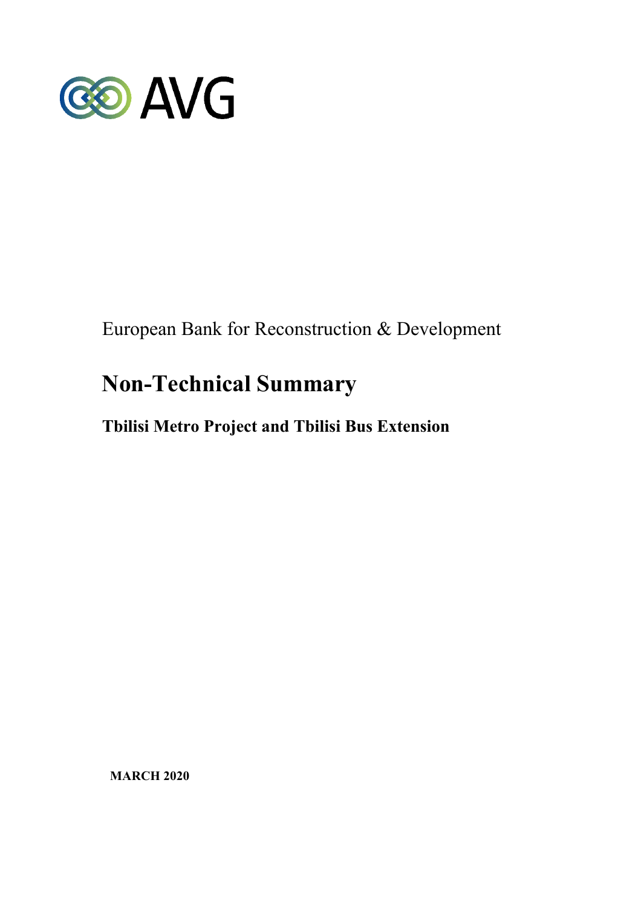AVG

European Bank for Reconstruction & Development

# Non-Technical Summary

## Tbilisi Metro Project and Tbilisi Bus Extension

**MARCH 2020**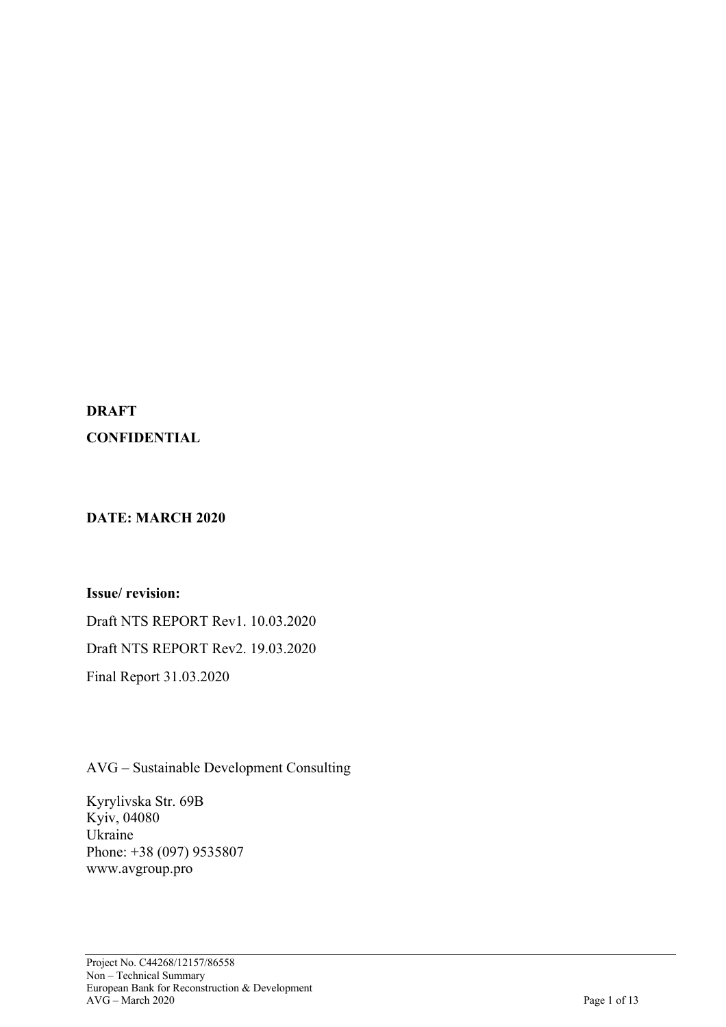**DRAFT**

**CONFIDENTIAL**

**DATE: MARCH 2020**

**Issue/ revision:**

Draft NTS REPORT Rev1. 10.03.2020

Draft NTS REPORT Rev2. 19.03.2020

Final Report 31.03.2020

AVG – Sustainable Development Consulting

Kyrylivska Str. 69B
Kyiv, 04080
Ukraine
Phone: +38 (097) 9535807
www.avgroup.pro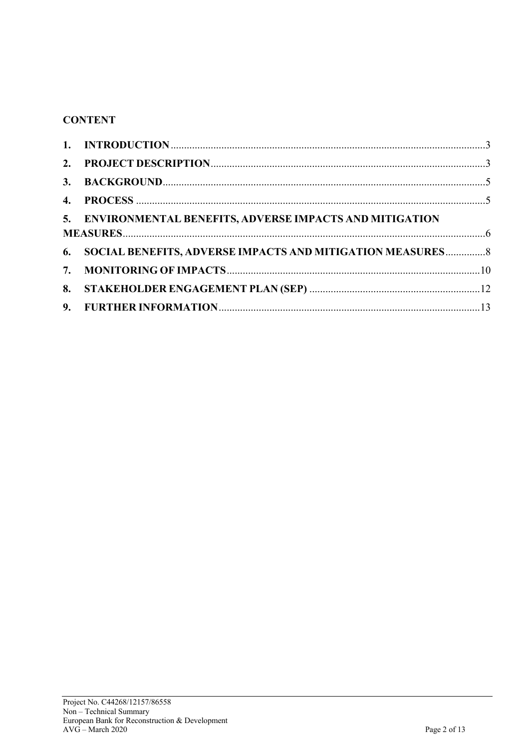## CONTENT

1. **INTRODUCTION** .................................................................................................. 3
2. **PROJECT DESCRIPTION** .................................................................................... 3
3. **BACKGROUND** .................................................................................................... 5
4. **PROCESS** ............................................................................................................ 5
5. **ENVIRONMENTAL BENEFITS, ADVERSE IMPACTS AND MITIGATION MEASURES** .................................................................................................................. 6
6. **SOCIAL BENEFITS, ADVERSE IMPACTS AND MITIGATION MEASURES** ............... 8
7. **MONITORING OF IMPACTS** ............................................................................... 10
8. **STAKEHOLDER ENGAGEMENT PLAN (SEP)** ......................................................... 12
9. **FURTHER INFORMATION** .................................................................................. 13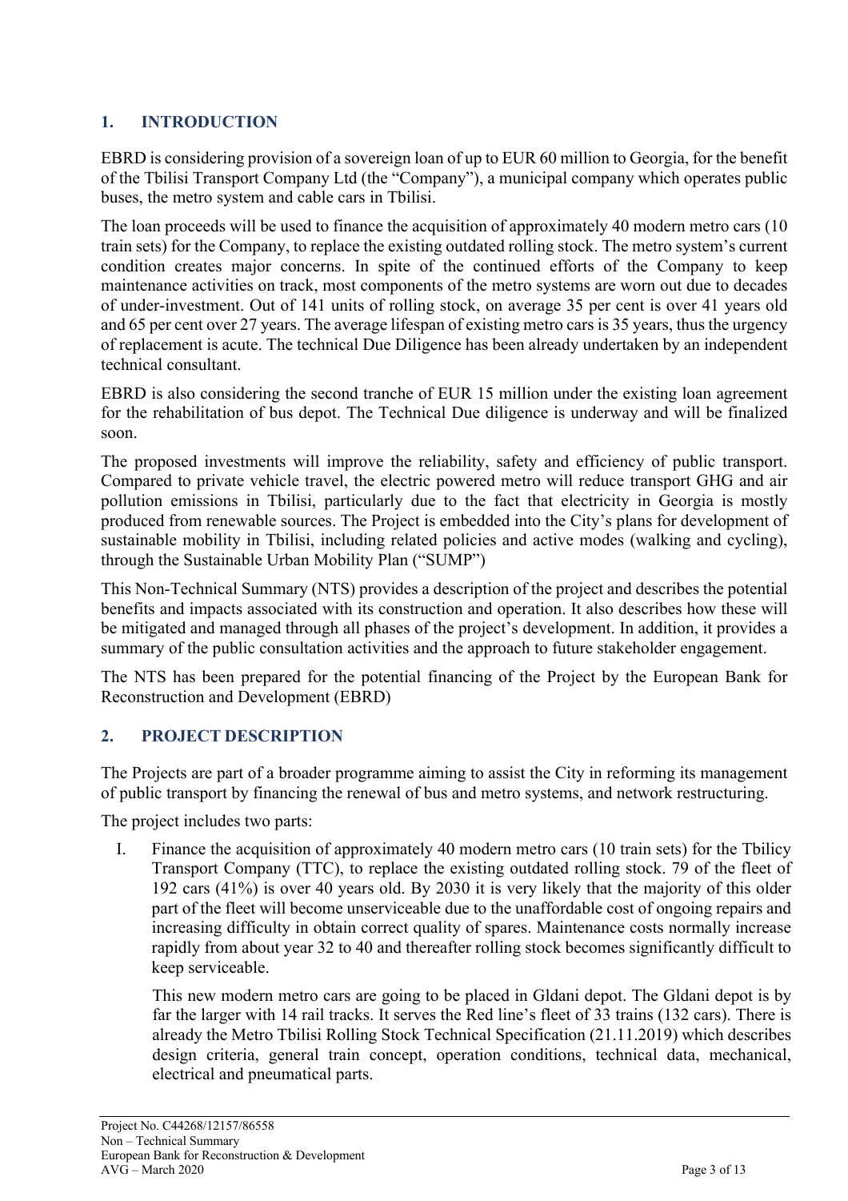## 1. INTRODUCTION

EBRD is considering provision of a sovereign loan of up to EUR 60 million to Georgia, for the benefit of the Tbilisi Transport Company Ltd (the "Company"), a municipal company which operates public buses, the metro system and cable cars in Tbilisi.

The loan proceeds will be used to finance the acquisition of approximately 40 modern metro cars (10 train sets) for the Company, to replace the existing outdated rolling stock. The metro system's current condition creates major concerns. In spite of the continued efforts of the Company to keep maintenance activities on track, most components of the metro systems are worn out due to decades of under-investment. Out of 141 units of rolling stock, on average 35 per cent is over 41 years old and 65 per cent over 27 years. The average lifespan of existing metro cars is 35 years, thus the urgency of replacement is acute. The technical Due Diligence has been already undertaken by an independent technical consultant.

EBRD is also considering the second tranche of EUR 15 million under the existing loan agreement for the rehabilitation of bus depot. The Technical Due diligence is underway and will be finalized soon.

The proposed investments will improve the reliability, safety and efficiency of public transport. Compared to private vehicle travel, the electric powered metro will reduce transport GHG and air pollution emissions in Tbilisi, particularly due to the fact that electricity in Georgia is mostly produced from renewable sources. The Project is embedded into the City's plans for development of sustainable mobility in Tbilisi, including related policies and active modes (walking and cycling), through the Sustainable Urban Mobility Plan ("SUMP")

This Non-Technical Summary (NTS) provides a description of the project and describes the potential benefits and impacts associated with its construction and operation. It also describes how these will be mitigated and managed through all phases of the project's development. In addition, it provides a summary of the public consultation activities and the approach to future stakeholder engagement.

The NTS has been prepared for the potential financing of the Project by the European Bank for Reconstruction and Development (EBRD)

## 2. PROJECT DESCRIPTION

The Projects are part of a broader programme aiming to assist the City in reforming its management of public transport by financing the renewal of bus and metro systems, and network restructuring.

The project includes two parts:

I. Finance the acquisition of approximately 40 modern metro cars (10 train sets) for the Tbilicy Transport Company (TTC), to replace the existing outdated rolling stock. 79 of the fleet of 192 cars (41%) is over 40 years old. By 2030 it is very likely that the majority of this older part of the fleet will become unserviceable due to the unaffordable cost of ongoing repairs and increasing difficulty in obtain correct quality of spares. Maintenance costs normally increase rapidly from about year 32 to 40 and thereafter rolling stock becomes significantly difficult to keep serviceable.

   This new modern metro cars are going to be placed in Gldani depot. The Gldani depot is by far the larger with 14 rail tracks. It serves the Red line's fleet of 33 trains (132 cars). There is already the Metro Tbilisi Rolling Stock Technical Specification (21.11.2019) which describes design criteria, general train concept, operation conditions, technical data, mechanical, electrical and pneumatical parts.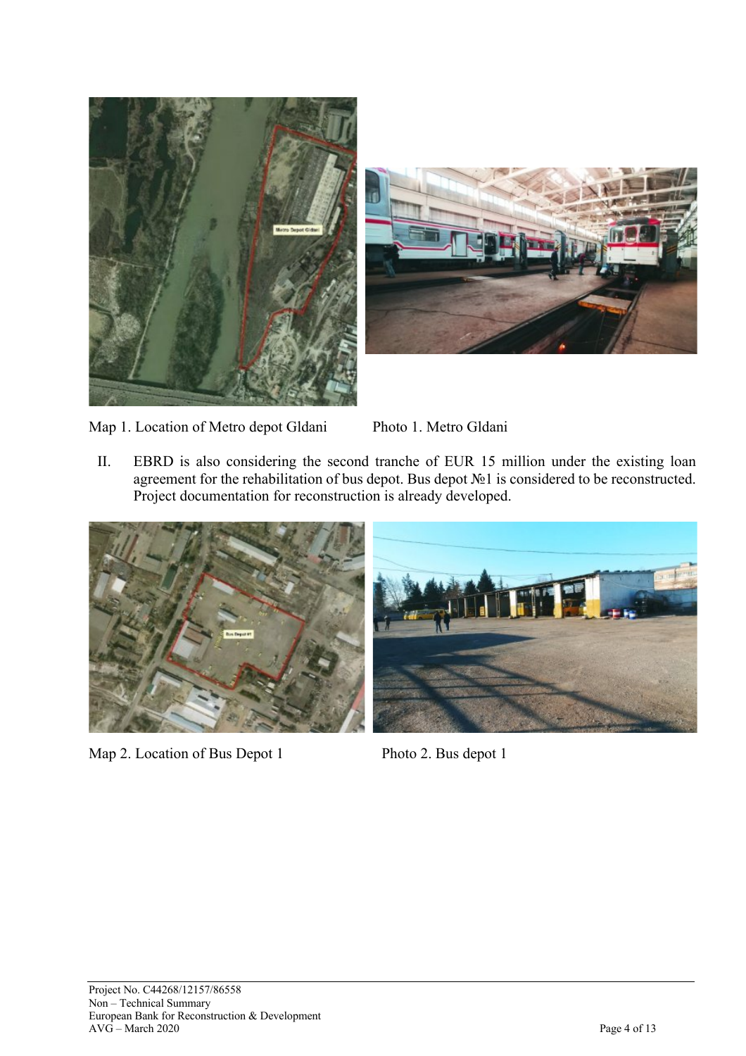Map 1. Location of Metro depot Gldani

Photo 1. Metro Gldani

II. EBRD is also considering the second tranche of EUR 15 million under the existing loan agreement for the rehabilitation of bus depot. Bus depot №1 is considered to be reconstructed. Project documentation for reconstruction is already developed.

Map 2. Location of Bus Depot 1

Photo 2. Bus depot 1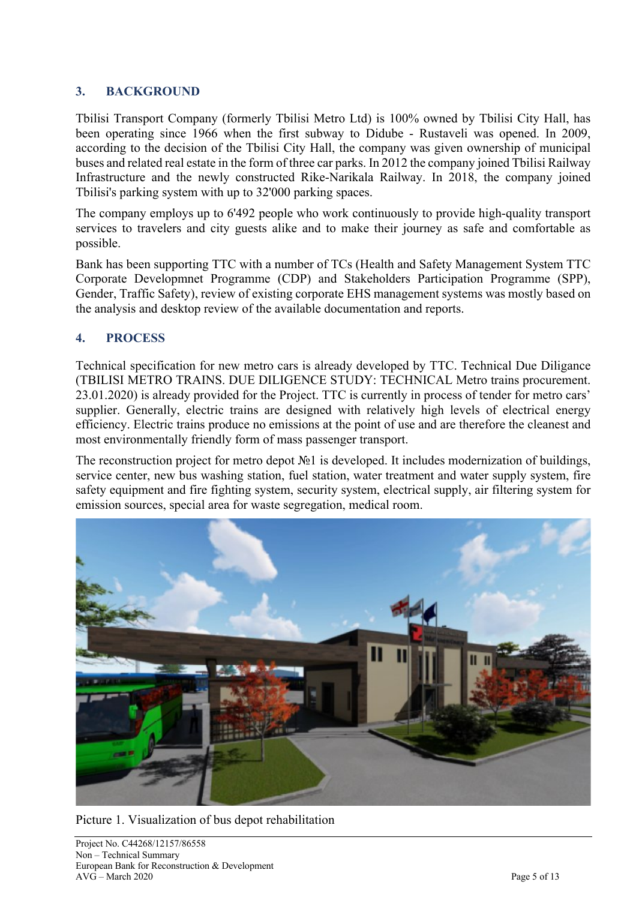## 3. BACKGROUND

Tbilisi Transport Company (formerly Tbilisi Metro Ltd) is 100% owned by Tbilisi City Hall, has been operating since 1966 when the first subway to Didube - Rustaveli was opened. In 2009, according to the decision of the Tbilisi City Hall, the company was given ownership of municipal buses and related real estate in the form of three car parks. In 2012 the company joined Tbilisi Railway Infrastructure and the newly constructed Rike-Narikala Railway. In 2018, the company joined Tbilisi's parking system with up to 32'000 parking spaces.

The company employs up to 6'492 people who work continuously to provide high-quality transport services to travelers and city guests alike and to make their journey as safe and comfortable as possible.

Bank has been supporting TTC with a number of TCs (Health and Safety Management System TTC Corporate Developmnet Programme (CDP) and Stakeholders Participation Programme (SPP), Gender, Traffic Safety), review of existing corporate EHS management systems was mostly based on the analysis and desktop review of the available documentation and reports.

## 4. PROCESS

Technical specification for new metro cars is already developed by TTC. Technical Due Diligance (TBILISI METRO TRAINS. DUE DILIGENCE STUDY: TECHNICAL Metro trains procurement. 23.01.2020) is already provided for the Project. TTC is currently in process of tender for metro cars' supplier. Generally, electric trains are designed with relatively high levels of electrical energy efficiency. Electric trains produce no emissions at the point of use and are therefore the cleanest and most environmentally friendly form of mass passenger transport.

The reconstruction project for metro depot №1 is developed. It includes modernization of buildings, service center, new bus washing station, fuel station, water treatment and water supply system, fire safety equipment and fire fighting system, security system, electrical supply, air filtering system for emission sources, special area for waste segregation, medical room.

Picture 1. Visualization of bus depot rehabilitation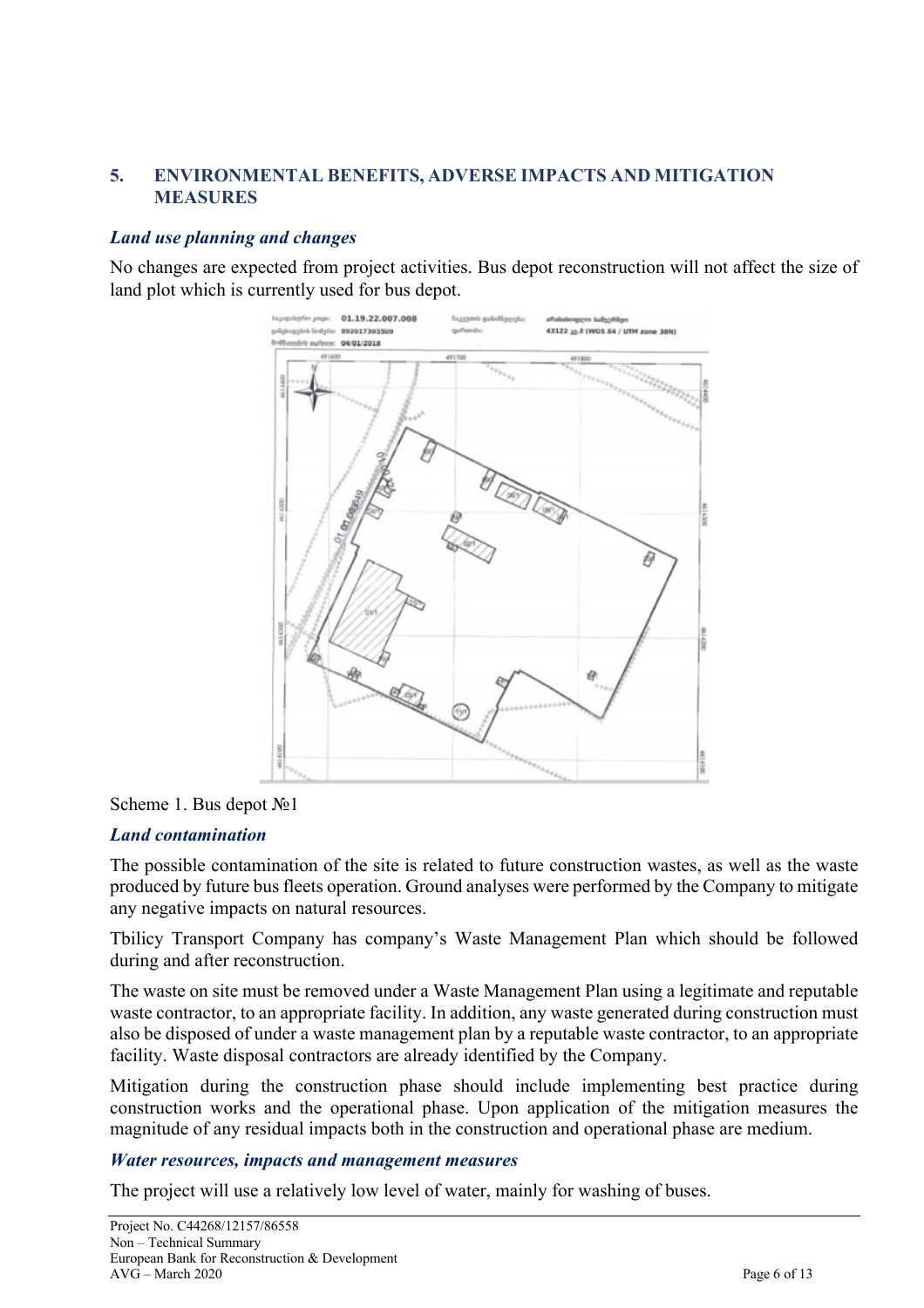## 5. ENVIRONMENTAL BENEFITS, ADVERSE IMPACTS AND MITIGATION MEASURES

### *Land use planning and changes*

No changes are expected from project activities. Bus depot reconstruction will not affect the size of land plot which is currently used for bus depot.

Scheme 1. Bus depot №1

### *Land contamination*

The possible contamination of the site is related to future construction wastes, as well as the waste produced by future bus fleets operation. Ground analyses were performed by the Company to mitigate any negative impacts on natural resources.

Tbilicy Transport Company has company's Waste Management Plan which should be followed during and after reconstruction.

The waste on site must be removed under a Waste Management Plan using a legitimate and reputable waste contractor, to an appropriate facility. In addition, any waste generated during construction must also be disposed of under a waste management plan by a reputable waste contractor, to an appropriate facility. Waste disposal contractors are already identified by the Company.

Mitigation during the construction phase should include implementing best practice during construction works and the operational phase. Upon application of the mitigation measures the magnitude of any residual impacts both in the construction and operational phase are medium.

### *Water resources, impacts and management measures*

The project will use a relatively low level of water, mainly for washing of buses.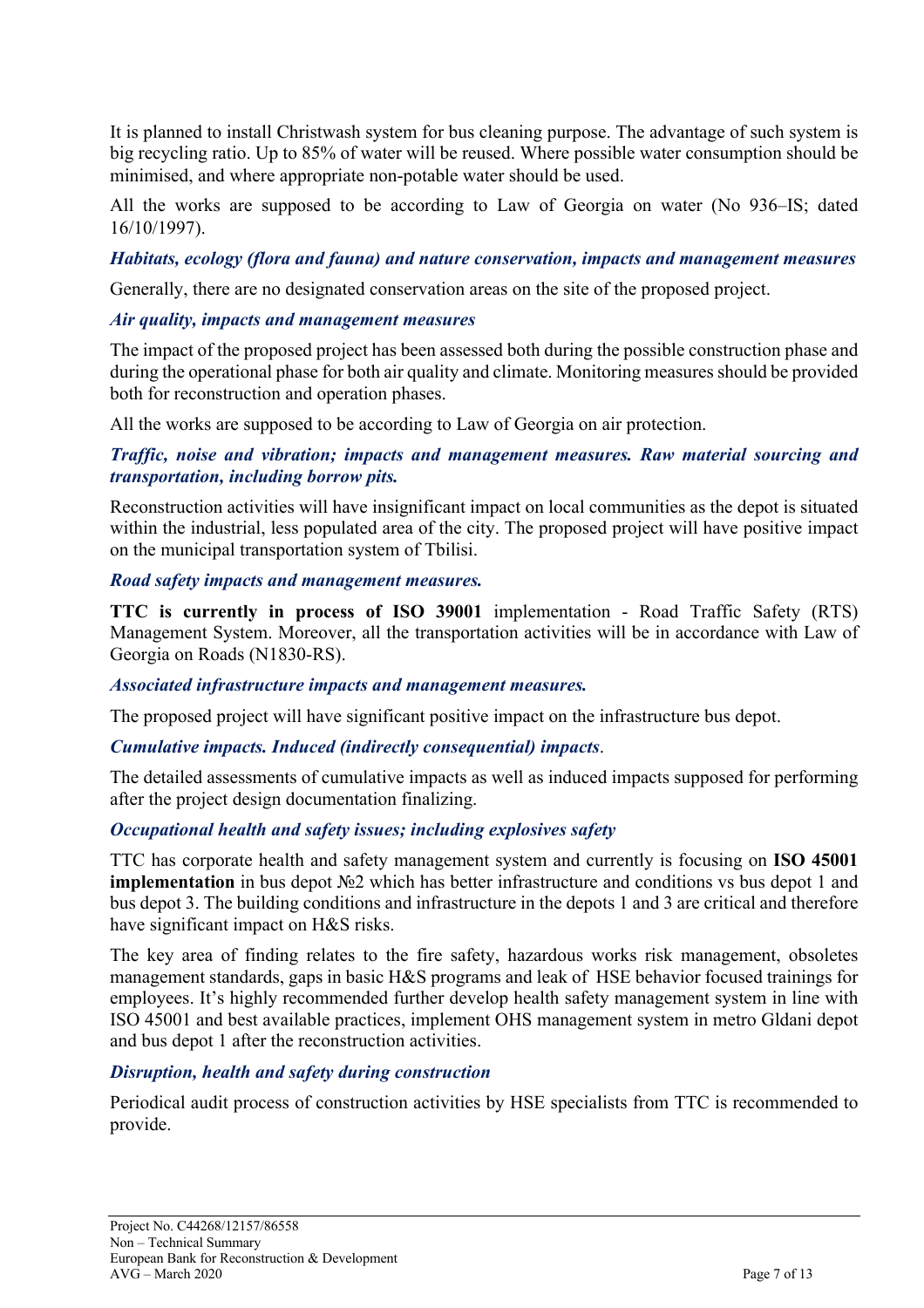It is planned to install Christwash system for bus cleaning purpose. The advantage of such system is big recycling ratio. Up to 85% of water will be reused. Where possible water consumption should be minimised, and where appropriate non-potable water should be used.

All the works are supposed to be according to Law of Georgia on water (No 936–IS; dated 16/10/1997).

### *Habitats, ecology (flora and fauna) and nature conservation, impacts and management measures*

Generally, there are no designated conservation areas on the site of the proposed project.

### *Air quality, impacts and management measures*

The impact of the proposed project has been assessed both during the possible construction phase and during the operational phase for both air quality and climate. Monitoring measures should be provided both for reconstruction and operation phases.

All the works are supposed to be according to Law of Georgia on air protection.

### *Traffic, noise and vibration; impacts and management measures. Raw material sourcing and transportation, including borrow pits.*

Reconstruction activities will have insignificant impact on local communities as the depot is situated within the industrial, less populated area of the city. The proposed project will have positive impact on the municipal transportation system of Tbilisi.

### *Road safety impacts and management measures.*

**TTC is currently in process of ISO 39001** implementation - Road Traffic Safety (RTS) Management System. Moreover, all the transportation activities will be in accordance with Law of Georgia on Roads (N1830-RS).

### *Associated infrastructure impacts and management measures.*

The proposed project will have significant positive impact on the infrastructure bus depot.

### *Cumulative impacts. Induced (indirectly consequential) impacts.*

The detailed assessments of cumulative impacts as well as induced impacts supposed for performing after the project design documentation finalizing.

### *Occupational health and safety issues; including explosives safety*

TTC has corporate health and safety management system and currently is focusing on **ISO 45001 implementation** in bus depot №2 which has better infrastructure and conditions vs bus depot 1 and bus depot 3. The building conditions and infrastructure in the depots 1 and 3 are critical and therefore have significant impact on H&S risks.

The key area of finding relates to the fire safety, hazardous works risk management, obsoletes management standards, gaps in basic H&S programs and leak of HSE behavior focused trainings for employees. It's highly recommended further develop health safety management system in line with ISO 45001 and best available practices, implement OHS management system in metro Gldani depot and bus depot 1 after the reconstruction activities.

### *Disruption, health and safety during construction*

Periodical audit process of construction activities by HSE specialists from TTC is recommended to provide.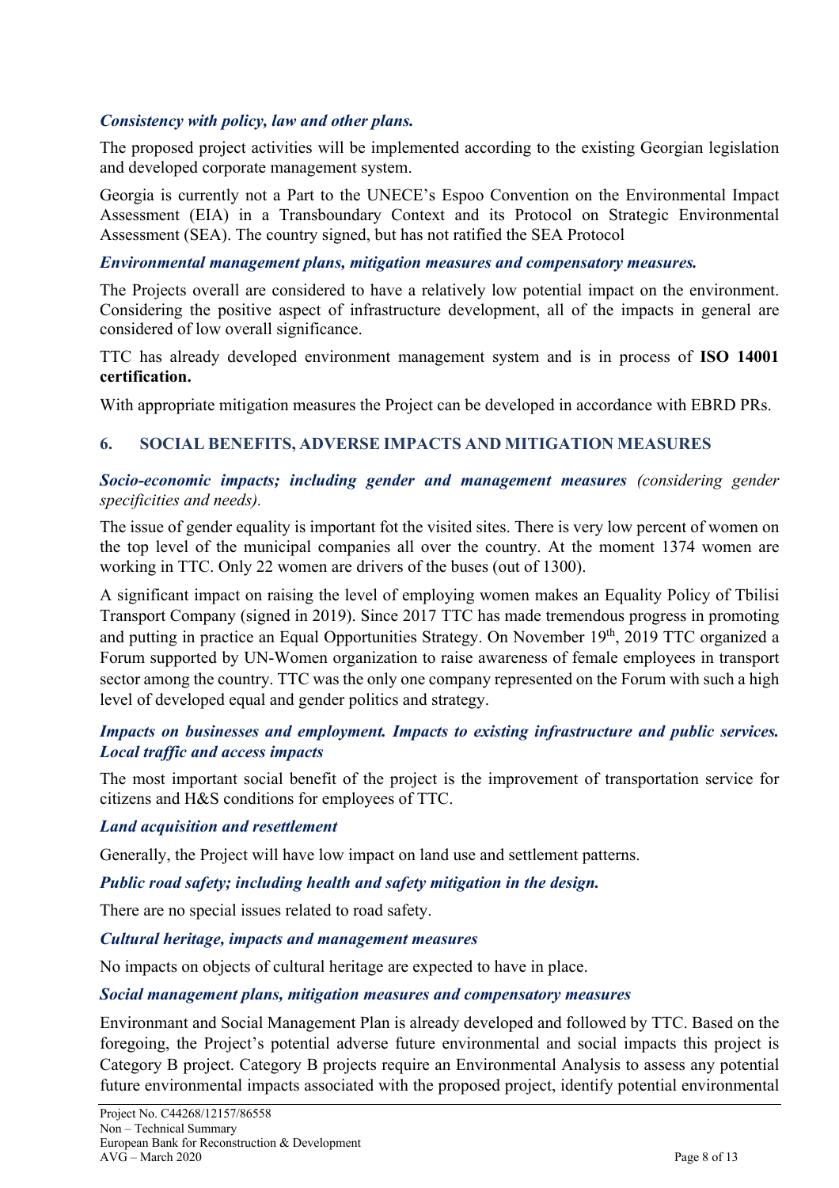***Consistency with policy, law and other plans.***

The proposed project activities will be implemented according to the existing Georgian legislation and developed corporate management system.

Georgia is currently not a Part to the UNECE's Espoo Convention on the Environmental Impact Assessment (EIA) in a Transboundary Context and its Protocol on Strategic Environmental Assessment (SEA). The country signed, but has not ratified the SEA Protocol

***Environmental management plans, mitigation measures and compensatory measures.***

The Projects overall are considered to have a relatively low potential impact on the environment. Considering the positive aspect of infrastructure development, all of the impacts in general are considered of low overall significance.

TTC has already developed environment management system and is in process of **ISO 14001 certification.**

With appropriate mitigation measures the Project can be developed in accordance with EBRD PRs.

## 6. SOCIAL BENEFITS, ADVERSE IMPACTS AND MITIGATION MEASURES

***Socio-economic impacts; including gender and management measures*** *(considering gender specificities and needs).*

The issue of gender equality is important fot the visited sites. There is very low percent of women on the top level of the municipal companies all over the country. At the moment 1374 women are working in TTC. Only 22 women are drivers of the buses (out of 1300).

A significant impact on raising the level of employing women makes an Equality Policy of Tbilisi Transport Company (signed in 2019). Since 2017 TTC has made tremendous progress in promoting and putting in practice an Equal Opportunities Strategy. On November 19th, 2019 TTC organized a Forum supported by UN-Women organization to raise awareness of female employees in transport sector among the country. TTC was the only one company represented on the Forum with such a high level of developed equal and gender politics and strategy.

***Impacts on businesses and employment. Impacts to existing infrastructure and public services. Local traffic and access impacts***

The most important social benefit of the project is the improvement of transportation service for citizens and H&S conditions for employees of TTC.

***Land acquisition and resettlement***

Generally, the Project will have low impact on land use and settlement patterns.

***Public road safety; including health and safety mitigation in the design.***

There are no special issues related to road safety.

***Cultural heritage, impacts and management measures***

No impacts on objects of cultural heritage are expected to have in place.

***Social management plans, mitigation measures and compensatory measures***

Environmant and Social Management Plan is already developed and followed by TTC. Based on the foregoing, the Project's potential adverse future environmental and social impacts this project is Category B project. Category B projects require an Environmental Analysis to assess any potential future environmental impacts associated with the proposed project, identify potential environmental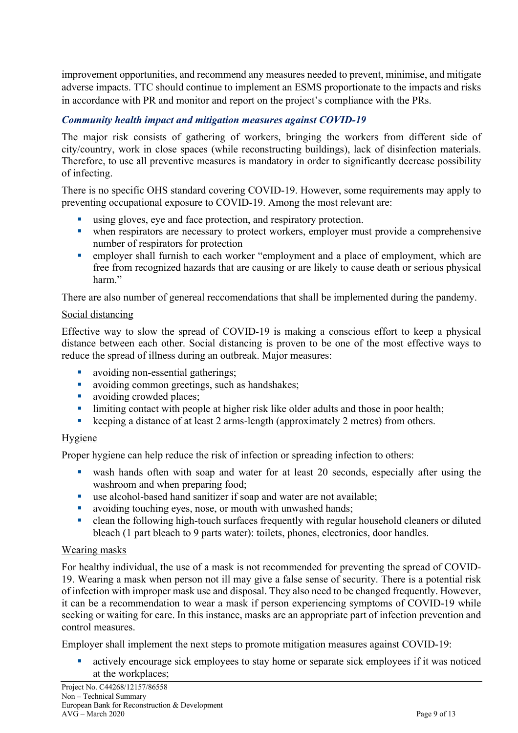improvement opportunities, and recommend any measures needed to prevent, minimise, and mitigate adverse impacts. TTC should continue to implement an ESMS proportionate to the impacts and risks in accordance with PR and monitor and report on the project's compliance with the PRs.

### *Community health impact and mitigation measures against COVID-19*

The major risk consists of gathering of workers, bringing the workers from different side of city/country, work in close spaces (while reconstructing buildings), lack of disinfection materials. Therefore, to use all preventive measures is mandatory in order to significantly decrease possibility of infecting.

There is no specific OHS standard covering COVID-19. However, some requirements may apply to preventing occupational exposure to COVID-19. Among the most relevant are:

- using gloves, eye and face protection, and respiratory protection.
- when respirators are necessary to protect workers, employer must provide a comprehensive number of respirators for protection
- employer shall furnish to each worker "employment and a place of employment, which are free from recognized hazards that are causing or are likely to cause death or serious physical harm."

There are also number of genereal reccomendations that shall be implemented during the pandemy.

Social distancing

Effective way to slow the spread of COVID-19 is making a conscious effort to keep a physical distance between each other. Social distancing is proven to be one of the most effective ways to reduce the spread of illness during an outbreak. Major measures:

- avoiding non-essential gatherings;
- avoiding common greetings, such as handshakes;
- avoiding crowded places;
- limiting contact with people at higher risk like older adults and those in poor health;
- keeping a distance of at least 2 arms-length (approximately 2 metres) from others.

Hygiene

Proper hygiene can help reduce the risk of infection or spreading infection to others:

- wash hands often with soap and water for at least 20 seconds, especially after using the washroom and when preparing food;
- use alcohol-based hand sanitizer if soap and water are not available;
- avoiding touching eyes, nose, or mouth with unwashed hands;
- clean the following high-touch surfaces frequently with regular household cleaners or diluted bleach (1 part bleach to 9 parts water): toilets, phones, electronics, door handles.

Wearing masks

For healthy individual, the use of a mask is not recommended for preventing the spread of COVID-19. Wearing a mask when person not ill may give a false sense of security. There is a potential risk of infection with improper mask use and disposal. They also need to be changed frequently. However, it can be a recommendation to wear a mask if person experiencing symptoms of COVID-19 while seeking or waiting for care. In this instance, masks are an appropriate part of infection prevention and control measures.

Employer shall implement the next steps to promote mitigation measures against COVID-19:

- actively encourage sick employees to stay home or separate sick employees if it was noticed at the workplaces;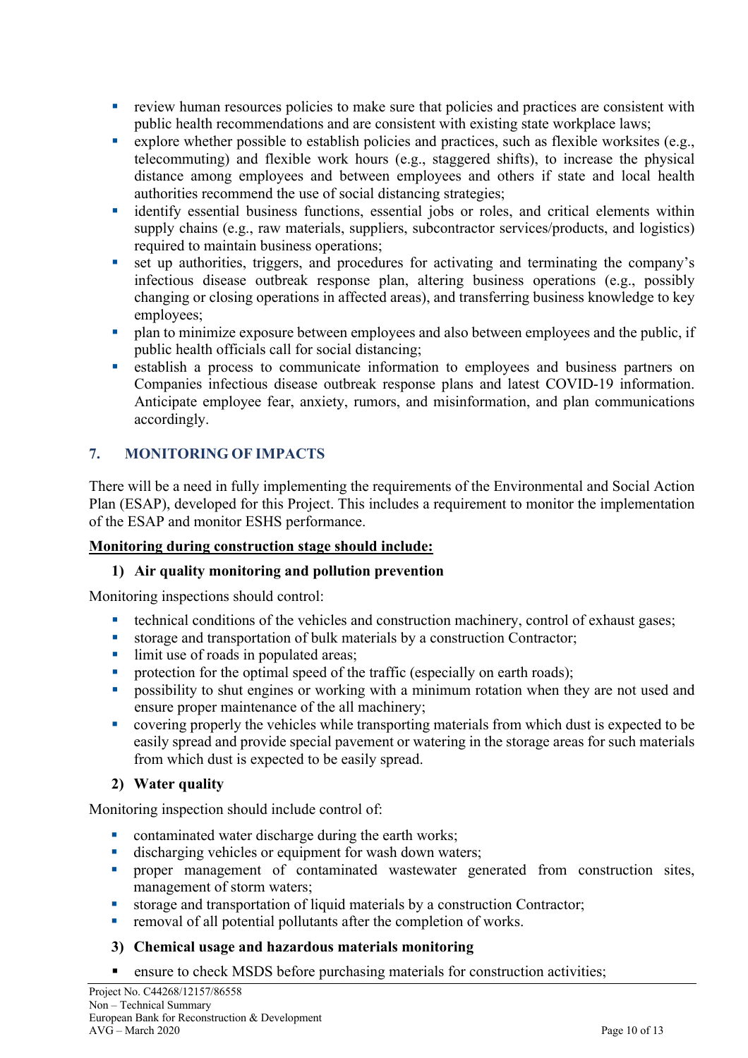- review human resources policies to make sure that policies and practices are consistent with public health recommendations and are consistent with existing state workplace laws;
- explore whether possible to establish policies and practices, such as flexible worksites (e.g., telecommuting) and flexible work hours (e.g., staggered shifts), to increase the physical distance among employees and between employees and others if state and local health authorities recommend the use of social distancing strategies;
- identify essential business functions, essential jobs or roles, and critical elements within supply chains (e.g., raw materials, suppliers, subcontractor services/products, and logistics) required to maintain business operations;
- set up authorities, triggers, and procedures for activating and terminating the company's infectious disease outbreak response plan, altering business operations (e.g., possibly changing or closing operations in affected areas), and transferring business knowledge to key employees;
- plan to minimize exposure between employees and also between employees and the public, if public health officials call for social distancing;
- establish a process to communicate information to employees and business partners on Companies infectious disease outbreak response plans and latest COVID-19 information. Anticipate employee fear, anxiety, rumors, and misinformation, and plan communications accordingly.

## 7. MONITORING OF IMPACTS

There will be a need in fully implementing the requirements of the Environmental and Social Action Plan (ESAP), developed for this Project. This includes a requirement to monitor the implementation of the ESAP and monitor ESHS performance.

**Monitoring during construction stage should include:**

### 1) Air quality monitoring and pollution prevention

Monitoring inspections should control:

- technical conditions of the vehicles and construction machinery, control of exhaust gases;
- storage and transportation of bulk materials by a construction Contractor;
- limit use of roads in populated areas;
- protection for the optimal speed of the traffic (especially on earth roads);
- possibility to shut engines or working with a minimum rotation when they are not used and ensure proper maintenance of the all machinery;
- covering properly the vehicles while transporting materials from which dust is expected to be easily spread and provide special pavement or watering in the storage areas for such materials from which dust is expected to be easily spread.

### 2) Water quality

Monitoring inspection should include control of:

- contaminated water discharge during the earth works;
- discharging vehicles or equipment for wash down waters;
- proper management of contaminated wastewater generated from construction sites, management of storm waters;
- storage and transportation of liquid materials by a construction Contractor;
- removal of all potential pollutants after the completion of works.

### 3) Chemical usage and hazardous materials monitoring

- ensure to check MSDS before purchasing materials for construction activities;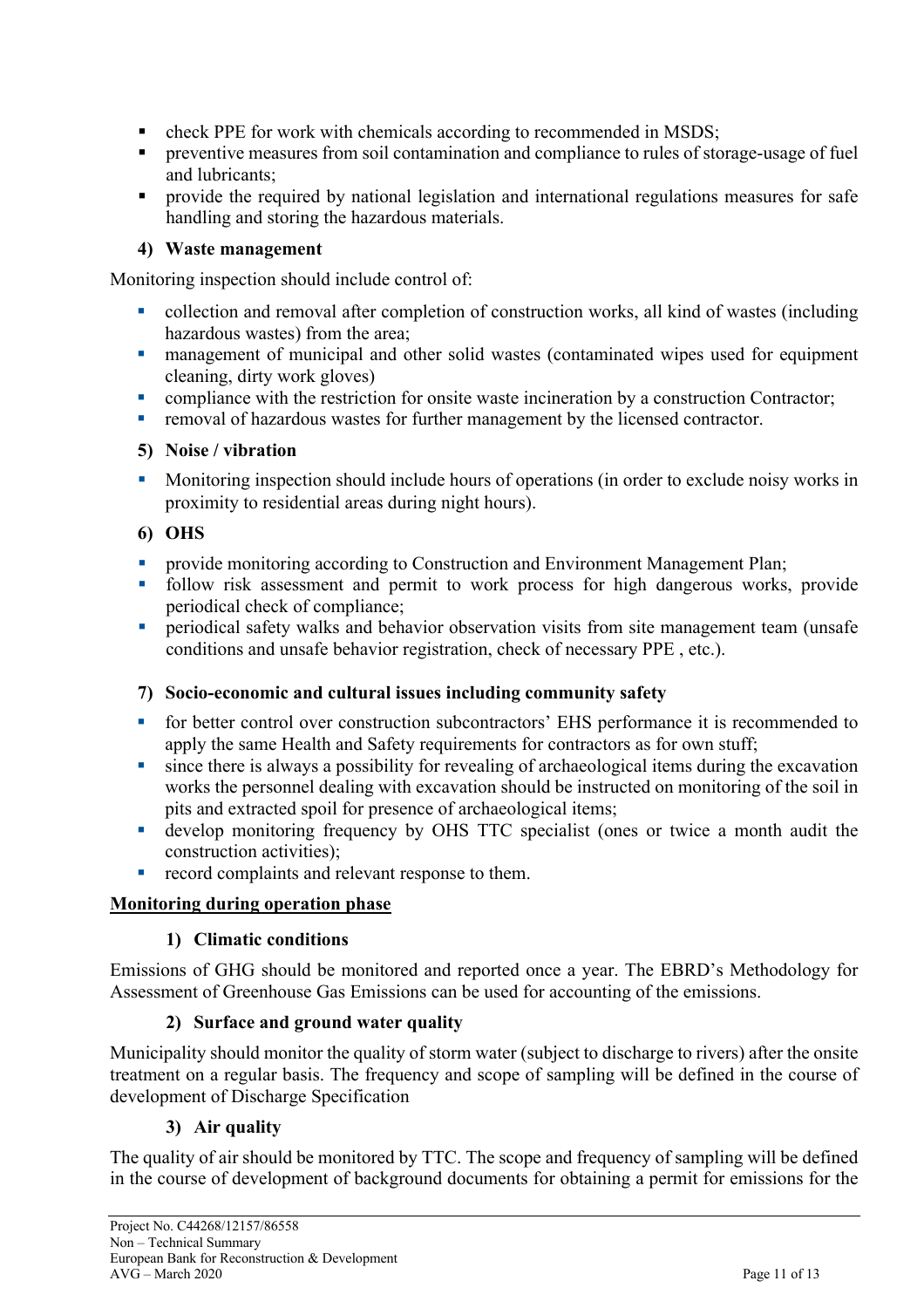- check PPE for work with chemicals according to recommended in MSDS;
- preventive measures from soil contamination and compliance to rules of storage-usage of fuel and lubricants;
- provide the required by national legislation and international regulations measures for safe handling and storing the hazardous materials.

**4) Waste management**

Monitoring inspection should include control of:

- collection and removal after completion of construction works, all kind of wastes (including hazardous wastes) from the area;
- management of municipal and other solid wastes (contaminated wipes used for equipment cleaning, dirty work gloves)
- compliance with the restriction for onsite waste incineration by a construction Contractor;
- removal of hazardous wastes for further management by the licensed contractor.

**5) Noise / vibration**

- Monitoring inspection should include hours of operations (in order to exclude noisy works in proximity to residential areas during night hours).

**6) OHS**

- provide monitoring according to Construction and Environment Management Plan;
- follow risk assessment and permit to work process for high dangerous works, provide periodical check of compliance;
- periodical safety walks and behavior observation visits from site management team (unsafe conditions and unsafe behavior registration, check of necessary PPE , etc.).

**7) Socio-economic and cultural issues including community safety**

- for better control over construction subcontractors' EHS performance it is recommended to apply the same Health and Safety requirements for contractors as for own stuff;
- since there is always a possibility for revealing of archaeological items during the excavation works the personnel dealing with excavation should be instructed on monitoring of the soil in pits and extracted spoil for presence of archaeological items;
- develop monitoring frequency by OHS TTC specialist (ones or twice a month audit the construction activities);
- record complaints and relevant response to them.

<u>**Monitoring during operation phase**</u>

**1) Climatic conditions**

Emissions of GHG should be monitored and reported once a year. The EBRD's Methodology for Assessment of Greenhouse Gas Emissions can be used for accounting of the emissions.

**2) Surface and ground water quality**

Municipality should monitor the quality of storm water (subject to discharge to rivers) after the onsite treatment on a regular basis. The frequency and scope of sampling will be defined in the course of development of Discharge Specification

**3) Air quality**

The quality of air should be monitored by TTC. The scope and frequency of sampling will be defined in the course of development of background documents for obtaining a permit for emissions for the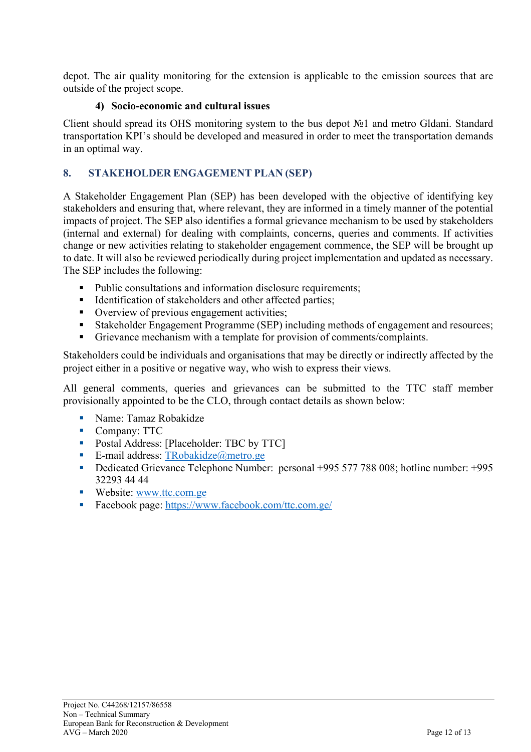depot. The air quality monitoring for the extension is applicable to the emission sources that are outside of the project scope.

#### 4) Socio-economic and cultural issues

Client should spread its OHS monitoring system to the bus depot №1 and metro Gldani. Standard transportation KPI's should be developed and measured in order to meet the transportation demands in an optimal way.

## 8. STAKEHOLDER ENGAGEMENT PLAN (SEP)

A Stakeholder Engagement Plan (SEP) has been developed with the objective of identifying key stakeholders and ensuring that, where relevant, they are informed in a timely manner of the potential impacts of project. The SEP also identifies a formal grievance mechanism to be used by stakeholders (internal and external) for dealing with complaints, concerns, queries and comments. If activities change or new activities relating to stakeholder engagement commence, the SEP will be brought up to date. It will also be reviewed periodically during project implementation and updated as necessary. The SEP includes the following:

- Public consultations and information disclosure requirements;
- Identification of stakeholders and other affected parties;
- Overview of previous engagement activities;
- Stakeholder Engagement Programme (SEP) including methods of engagement and resources;
- Grievance mechanism with a template for provision of comments/complaints.

Stakeholders could be individuals and organisations that may be directly or indirectly affected by the project either in a positive or negative way, who wish to express their views.

All general comments, queries and grievances can be submitted to the TTC staff member provisionally appointed to be the CLO, through contact details as shown below:

- Name: Tamaz Robakidze
- Company: TTC
- Postal Address: [Placeholder: TBC by TTC]
- E-mail address: TRobakidze@metro.ge
- Dedicated Grievance Telephone Number: personal +995 577 788 008; hotline number: +995 32293 44 44
- Website: www.ttc.com.ge
- Facebook page: https://www.facebook.com/ttc.com.ge/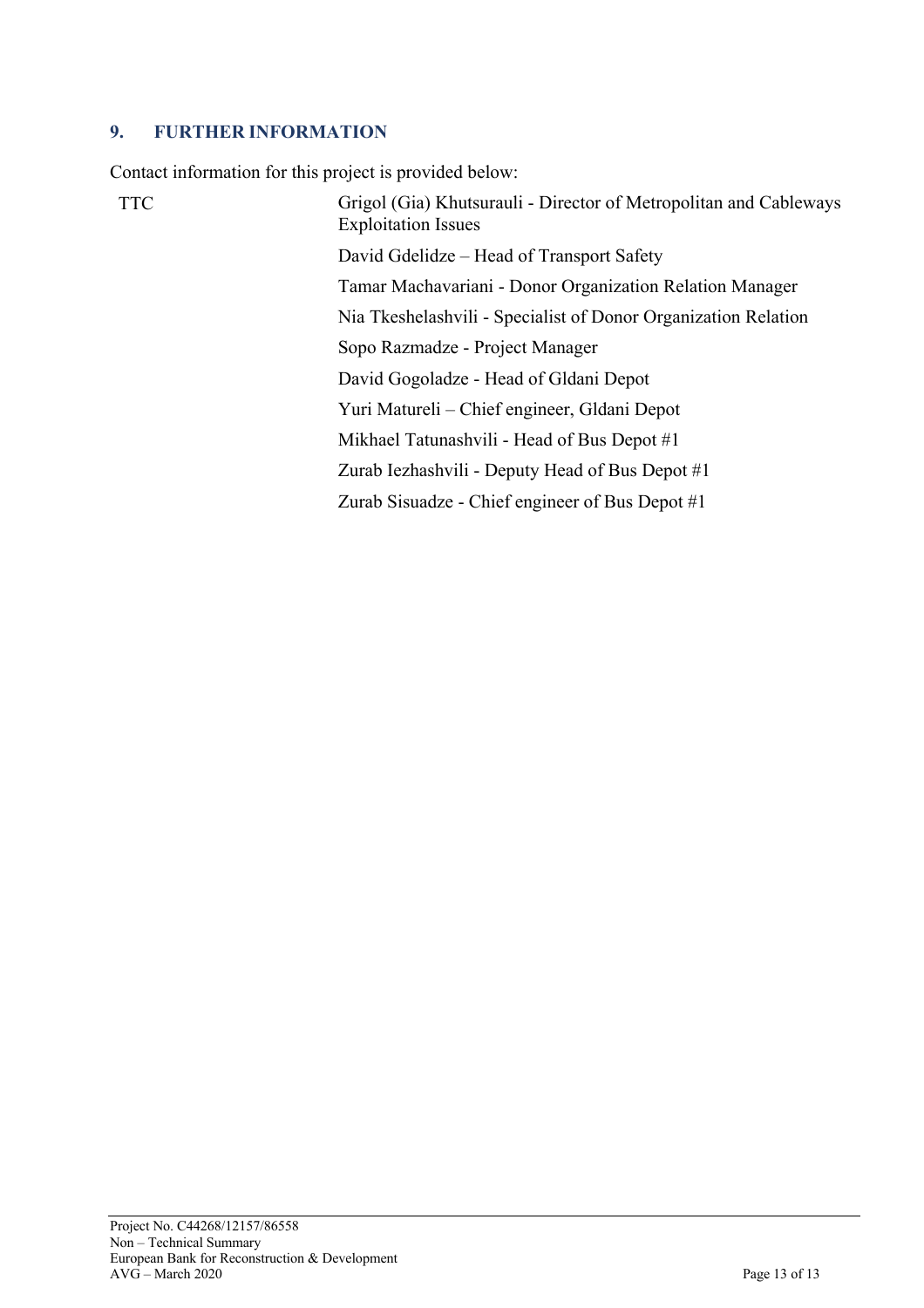## 9. FURTHER INFORMATION

Contact information for this project is provided below:

| | |
|---|---|
| TTC | Grigol (Gia) Khutsurauli - Director of Metropolitan and Cableways Exploitation Issues |
| | David Gdelidze – Head of Transport Safety |
| | Tamar Machavariani - Donor Organization Relation Manager |
| | Nia Tkeshelashvili - Specialist of Donor Organization Relation |
| | Sopo Razmadze - Project Manager |
| | David Gogoladze - Head of Gldani Depot |
| | Yuri Matureli – Chief engineer, Gldani Depot |
| | Mikhael Tatunashvili - Head of Bus Depot #1 |
| | Zurab Iezhashvili - Deputy Head of Bus Depot #1 |
| | Zurab Sisuadze - Chief engineer of Bus Depot #1 |